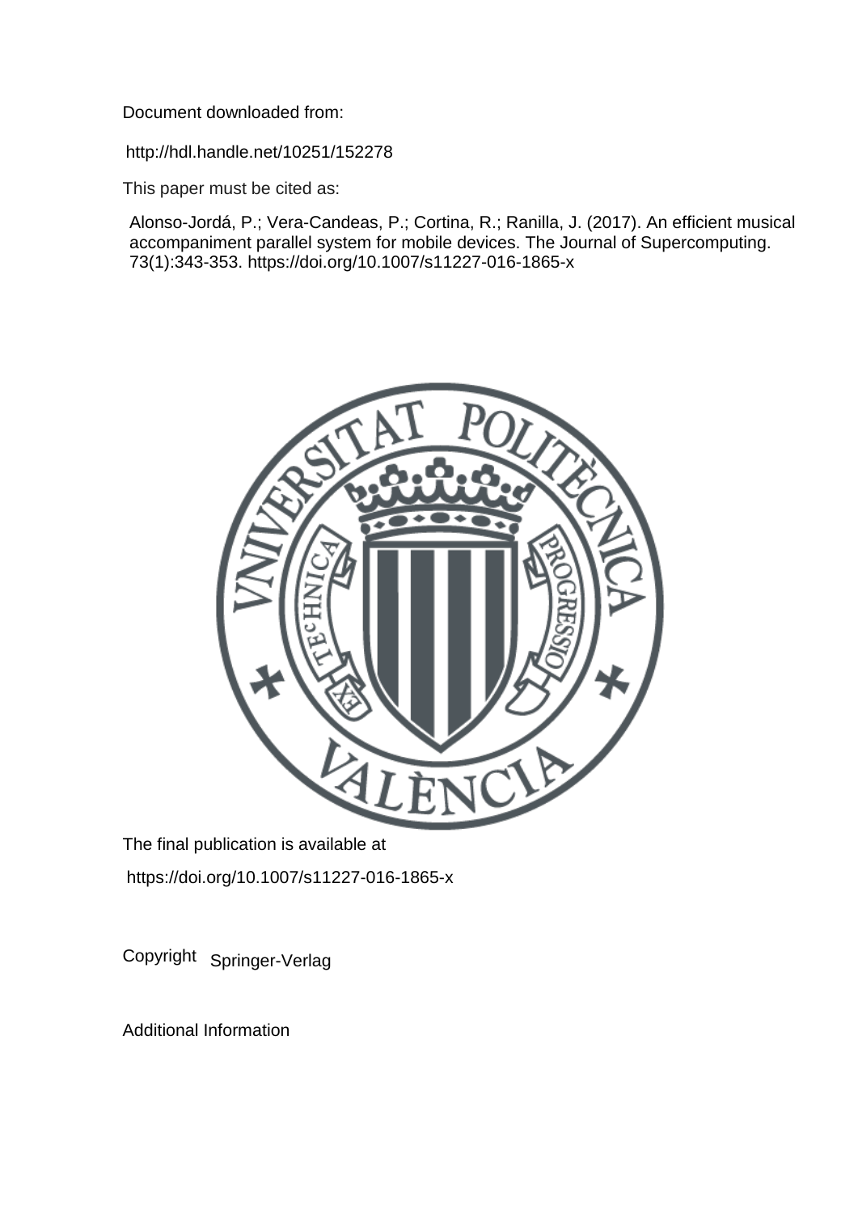Document downloaded from:

http://hdl.handle.net/10251/152278

This paper must be cited as:

Alonso-Jordá, P.; Vera-Candeas, P.; Cortina, R.; Ranilla, J. (2017). An efficient musical accompaniment parallel system for mobile devices. The Journal of Supercomputing. 73(1):343-353. https://doi.org/10.1007/s11227-016-1865-x

The final publication is available at

https://doi.org/10.1007/s11227-016-1865-x

Copyright Springer-Verlag

Additional Information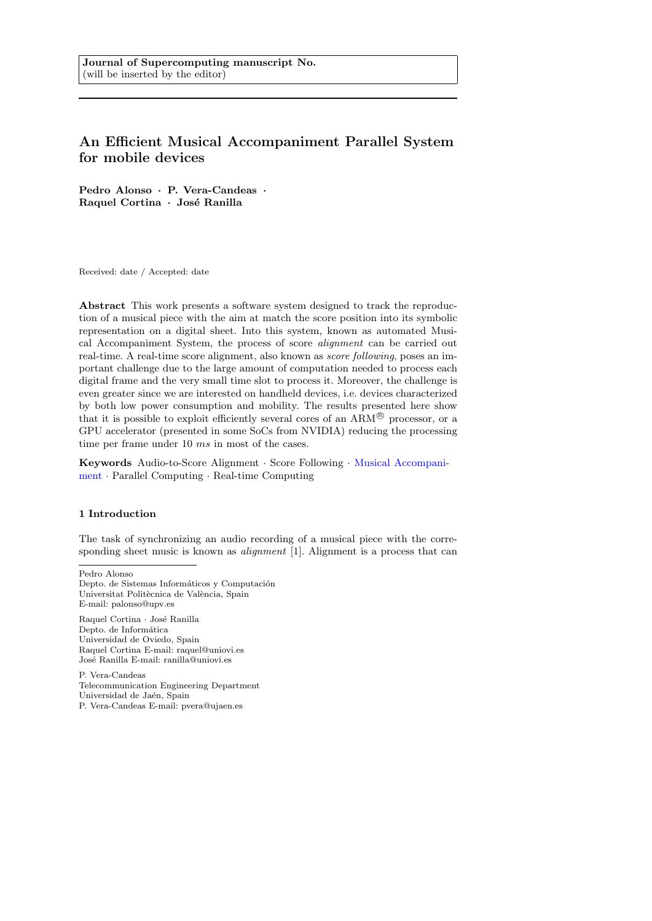Journal of Supercomputing manuscript No.
(will be inserted by the editor)

# An Efficient Musical Accompaniment Parallel System for mobile devices

**Pedro Alonso · P. Vera-Candeas · Raquel Cortina · José Ranilla**

Received: date / Accepted: date

**Abstract** This work presents a software system designed to track the reproduction of a musical piece with the aim at match the score position into its symbolic representation on a digital sheet. Into this system, known as automated Musical Accompaniment System, the process of score *alignment* can be carried out real-time. A real-time score alignment, also known as *score following*, poses an important challenge due to the large amount of computation needed to process each digital frame and the very small time slot to process it. Moreover, the challenge is even greater since we are interested on handheld devices, i.e. devices characterized by both low power consumption and mobility. The results presented here show that it is possible to exploit efficiently several cores of an ARM® processor, or a GPU accelerator (presented in some SoCs from NVIDIA) reducing the processing time per frame under 10 *ms* in most of the cases.

**Keywords** Audio-to-Score Alignment · Score Following · Musical Accompaniment · Parallel Computing · Real-time Computing

## 1 Introduction

The task of synchronizing an audio recording of a musical piece with the corresponding sheet music is known as *alignment* [1]. Alignment is a process that can

---

Pedro Alonso
Depto. de Sistemas Informáticos y Computación
Universitat Politècnica de València, Spain
E-mail: palonso@upv.es

Raquel Cortina · José Ranilla
Depto. de Informática
Universidad de Oviedo, Spain
Raquel Cortina E-mail: raquel@uniovi.es
José Ranilla E-mail: ranilla@uniovi.es

P. Vera-Candeas
Telecommunication Engineering Department
Universidad de Jaén, Spain
P. Vera-Candeas E-mail: pvera@ujaen.es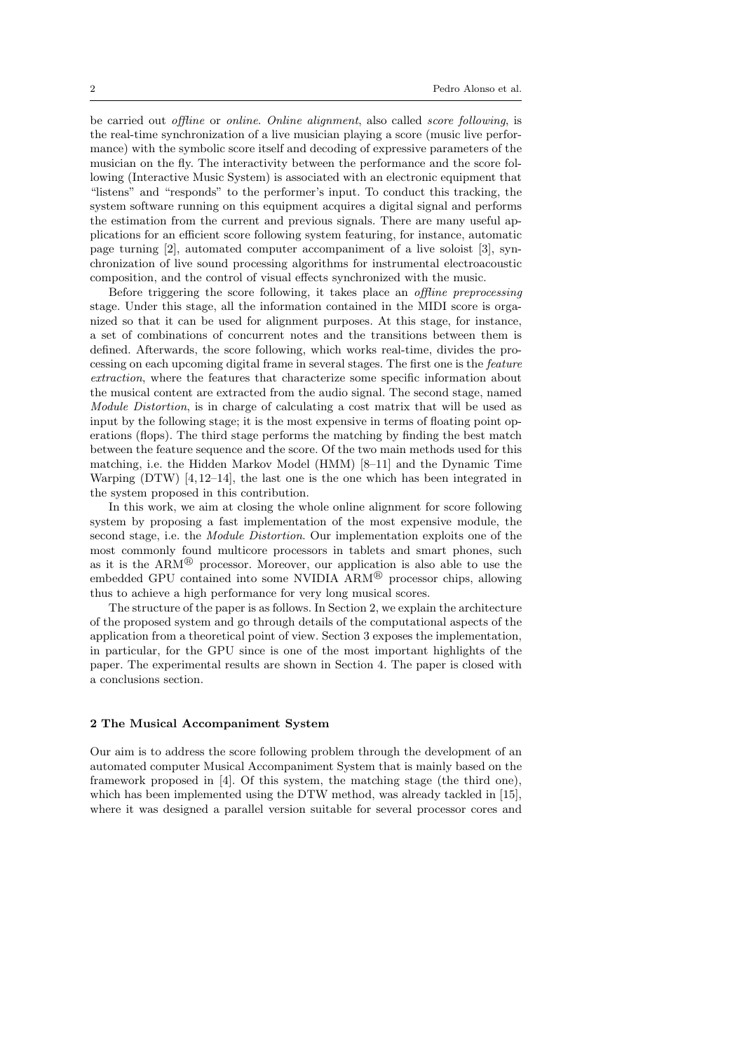be carried out *offline* or *online*. *Online alignment*, also called *score following*, is the real-time synchronization of a live musician playing a score (music live performance) with the symbolic score itself and decoding of expressive parameters of the musician on the fly. The interactivity between the performance and the score following (Interactive Music System) is associated with an electronic equipment that "listens" and "responds" to the performer's input. To conduct this tracking, the system software running on this equipment acquires a digital signal and performs the estimation from the current and previous signals. There are many useful applications for an efficient score following system featuring, for instance, automatic page turning [2], automated computer accompaniment of a live soloist [3], synchronization of live sound processing algorithms for instrumental electroacoustic composition, and the control of visual effects synchronized with the music.

Before triggering the score following, it takes place an *offline preprocessing* stage. Under this stage, all the information contained in the MIDI score is organized so that it can be used for alignment purposes. At this stage, for instance, a set of combinations of concurrent notes and the transitions between them is defined. Afterwards, the score following, which works real-time, divides the processing on each upcoming digital frame in several stages. The first one is the *feature extraction*, where the features that characterize some specific information about the musical content are extracted from the audio signal. The second stage, named *Module Distortion*, is in charge of calculating a cost matrix that will be used as input by the following stage; it is the most expensive in terms of floating point operations (flops). The third stage performs the matching by finding the best match between the feature sequence and the score. Of the two main methods used for this matching, i.e. the Hidden Markov Model (HMM) [8–11] and the Dynamic Time Warping (DTW) [4,12–14], the last one is the one which has been integrated in the system proposed in this contribution.

In this work, we aim at closing the whole online alignment for score following system by proposing a fast implementation of the most expensive module, the second stage, i.e. the *Module Distortion*. Our implementation exploits one of the most commonly found multicore processors in tablets and smart phones, such as it is the ARM® processor. Moreover, our application is also able to use the embedded GPU contained into some NVIDIA ARM® processor chips, allowing thus to achieve a high performance for very long musical scores.

The structure of the paper is as follows. In Section 2, we explain the architecture of the proposed system and go through details of the computational aspects of the application from a theoretical point of view. Section 3 exposes the implementation, in particular, for the GPU since is one of the most important highlights of the paper. The experimental results are shown in Section 4. The paper is closed with a conclusions section.

## 2 The Musical Accompaniment System

Our aim is to address the score following problem through the development of an automated computer Musical Accompaniment System that is mainly based on the framework proposed in [4]. Of this system, the matching stage (the third one), which has been implemented using the DTW method, was already tackled in [15], where it was designed a parallel version suitable for several processor cores and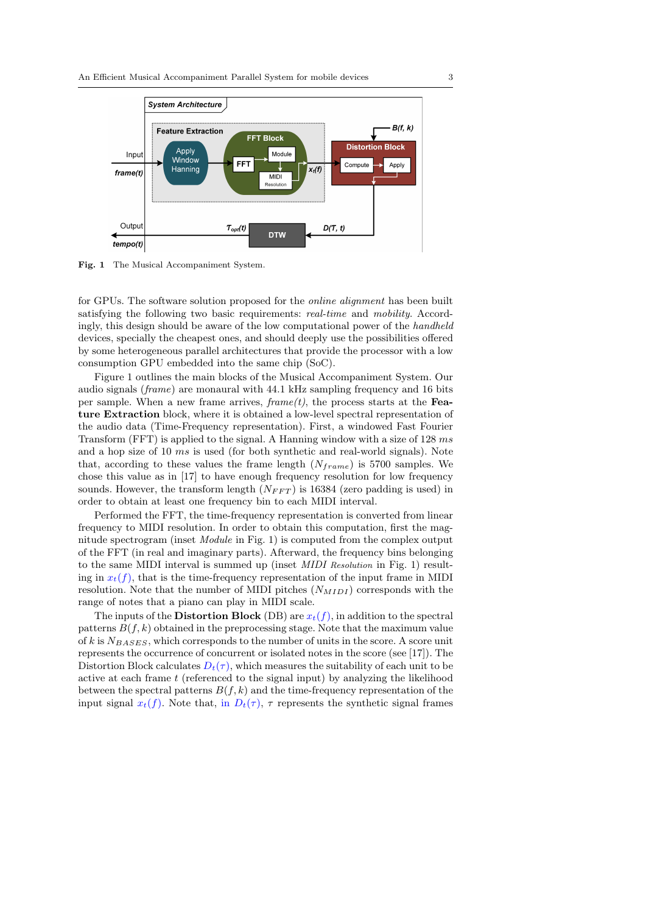Fig. 1 The Musical Accompaniment System.

for GPUs. The software solution proposed for the *online alignment* has been built satisfying the following two basic requirements: *real-time* and *mobility*. Accordingly, this design should be aware of the low computational power of the *handheld* devices, specially the cheapest ones, and should deeply use the possibilities offered by some heterogeneous parallel architectures that provide the processor with a low consumption GPU embedded into the same chip (SoC).

Figure 1 outlines the main blocks of the Musical Accompaniment System. Our audio signals (*frame*) are monaural with 44.1 kHz sampling frequency and 16 bits per sample. When a new frame arrives, *frame(t)*, the process starts at the **Feature Extraction** block, where it is obtained a low-level spectral representation of the audio data (Time-Frequency representation). First, a windowed Fast Fourier Transform (FFT) is applied to the signal. A Hanning window with a size of 128 $ms$ and a hop size of 10 $ms$ is used (for both synthetic and real-world signals). Note that, according to these values the frame length ($N_{frame}$) is 5700 samples. We chose this value as in [17] to have enough frequency resolution for low frequency sounds. However, the transform length ($N_{FFT}$) is 16384 (zero padding is used) in order to obtain at least one frequency bin to each MIDI interval.

Performed the FFT, the time-frequency representation is converted from linear frequency to MIDI resolution. In order to obtain this computation, first the magnitude spectrogram (inset *Module* in Fig. 1) is computed from the complex output of the FFT (in real and imaginary parts). Afterward, the frequency bins belonging to the same MIDI interval is summed up (inset *MIDI Resolution* in Fig. 1) resulting in $x_t(f)$, that is the time-frequency representation of the input frame in MIDI resolution. Note that the number of MIDI pitches ($N_{MIDI}$) corresponds with the range of notes that a piano can play in MIDI scale.

The inputs of the **Distortion Block** (DB) are $x_t(f)$, in addition to the spectral patterns $B(f,k)$ obtained in the preprocessing stage. Note that the maximum value of $k$ is $N_{BASES}$, which corresponds to the number of units in the score. A score unit represents the occurrence of concurrent or isolated notes in the score (see [17]). The Distortion Block calculates $D_t(\tau)$, which measures the suitability of each unit to be active at each frame $t$ (referenced to the signal input) by analyzing the likelihood between the spectral patterns $B(f,k)$ and the time-frequency representation of the input signal $x_t(f)$. Note that, in $D_t(\tau)$, $\tau$ represents the synthetic signal frames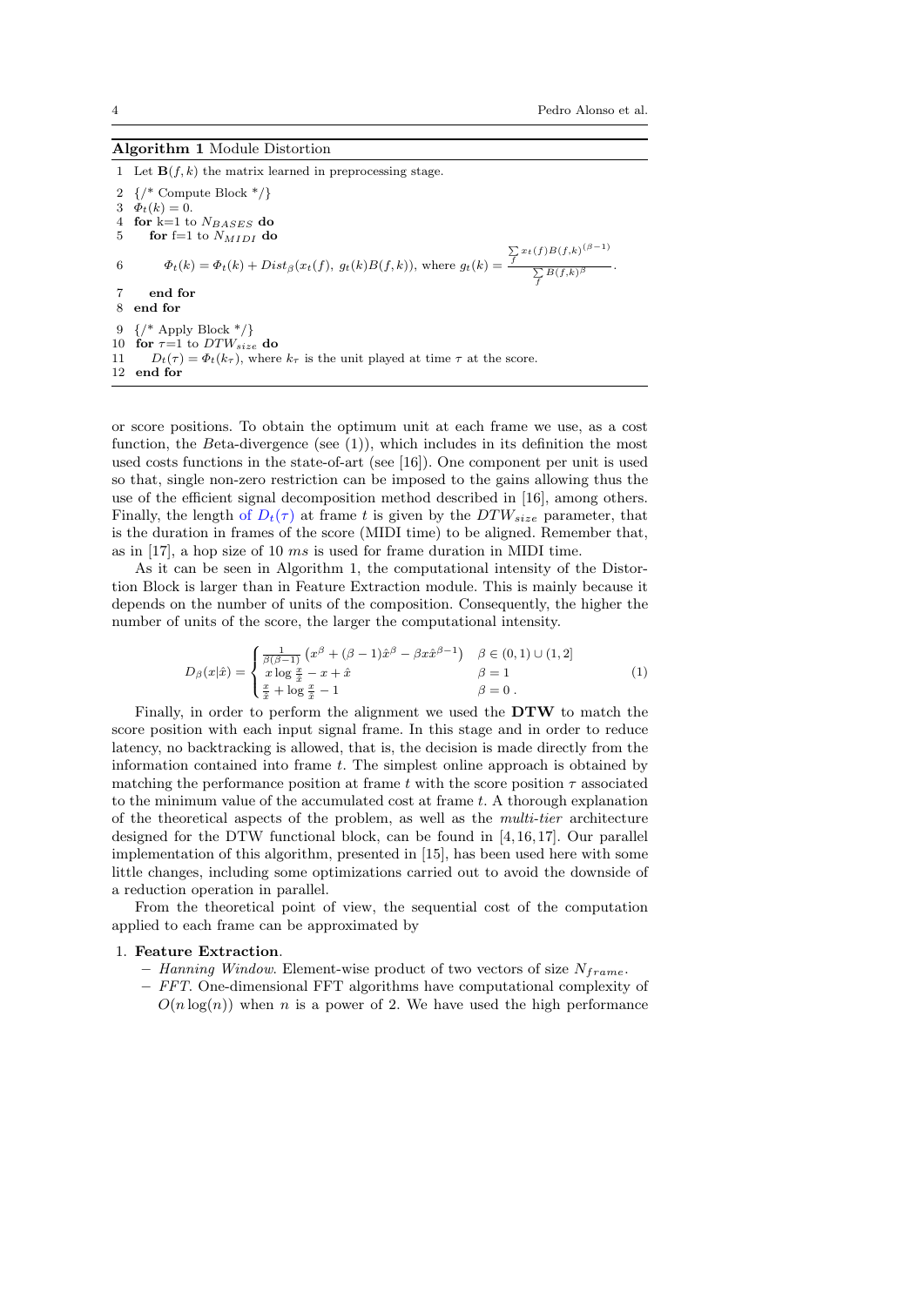**Algorithm 1** Module Distortion

```
1  Let B(f,k) the matrix learned in preprocessing stage.
2  {/* Compute Block */}
3  Φ_t(k) = 0.
4  for k=1 to N_BASES do
5     for f=1 to N_MIDI do
6        Φ_t(k) = Φ_t(k) + Dist_β(x_t(f), g_t(k)B(f,k)), where g_t(k) = (Σ_f x_t(f)B(f,k)^(β−1)) / (Σ_f B(f,k)^β).
7     end for
8  end for
9  {/* Apply Block */}
10 for τ=1 to DTW_size do
11    D_t(τ) = Φ_t(k_τ), where k_τ is the unit played at time τ at the score.
12 end for
```

or score positions. To obtain the optimum unit at each frame we use, as a cost function, the *B*eta-divergence (see (1)), which includes in its definition the most used costs functions in the state-of-art (see [16]). One component per unit is used so that, single non-zero restriction can be imposed to the gains allowing thus the use of the efficient signal decomposition method described in [16], among others. Finally, the length of $D_t(\tau)$ at frame $t$ is given by the $DTW_{size}$ parameter, that is the duration in frames of the score (MIDI time) to be aligned. Remember that, as in [17], a hop size of 10 $ms$ is used for frame duration in MIDI time.

As it can be seen in Algorithm 1, the computational intensity of the Distortion Block is larger than in Feature Extraction module. This is mainly because it depends on the number of units of the composition. Consequently, the higher the number of units of the score, the larger the computational intensity.

$$
D_\beta(x|\hat{x}) = \begin{cases} \frac{1}{\beta(\beta-1)}\left(x^\beta + (\beta-1)\hat{x}^\beta - \beta x \hat{x}^{\beta-1}\right) & \beta \in (0,1)\cup(1,2] \\ x\log\frac{x}{\hat{x}} - x + \hat{x} & \beta = 1 \\ \frac{x}{\hat{x}} + \log\frac{x}{\hat{x}} - 1 & \beta = 0\,. \end{cases} \tag{1}
$$

Finally, in order to perform the alignment we used the **DTW** to match the score position with each input signal frame. In this stage and in order to reduce latency, no backtracking is allowed, that is, the decision is made directly from the information contained into frame $t$. The simplest online approach is obtained by matching the performance position at frame $t$ with the score position $\tau$ associated to the minimum value of the accumulated cost at frame $t$. A thorough explanation of the theoretical aspects of the problem, as well as the *multi-tier* architecture designed for the DTW functional block, can be found in [4,16,17]. Our parallel implementation of this algorithm, presented in [15], has been used here with some little changes, including some optimizations carried out to avoid the downside of a reduction operation in parallel.

From the theoretical point of view, the sequential cost of the computation applied to each frame can be approximated by

1. **Feature Extraction**.
   - *Hanning Window*. Element-wise product of two vectors of size $N_{frame}$.
   - *FFT*. One-dimensional FFT algorithms have computational complexity of $O(n\log(n))$ when $n$ is a power of 2. We have used the high performance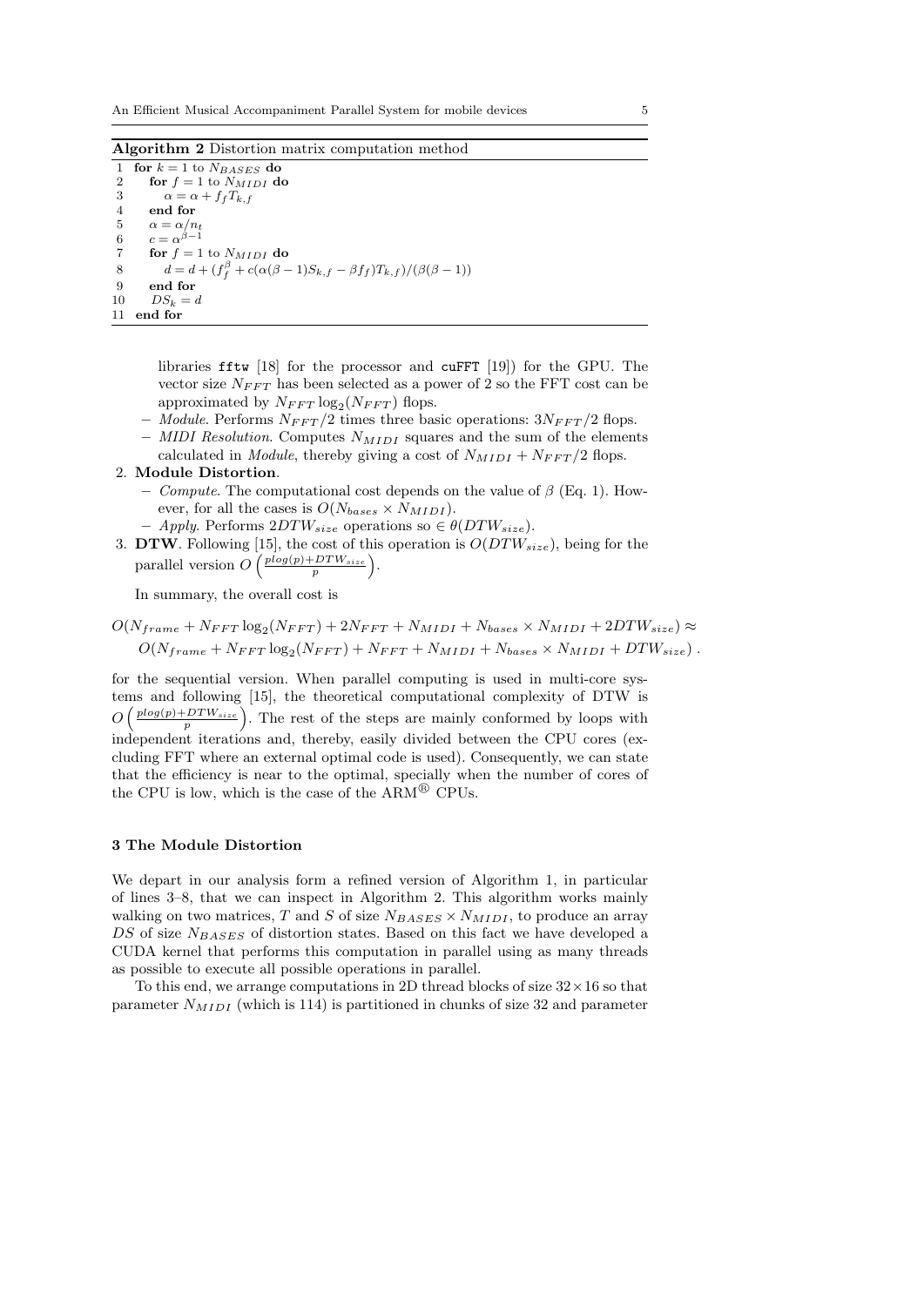**Algorithm 2** Distortion matrix computation method

```
1  for k = 1 to N_BASES do
2     for f = 1 to N_MIDI do
3        α = α + f_f T_{k,f}
4     end for
5     α = α/n_t
6     c = α^{β−1}
7     for f = 1 to N_MIDI do
8        d = d + (f_f^β + c(α(β − 1)S_{k,f} − βf_f)T_{k,f})/(β(β − 1))
9     end for
10    DS_k = d
11 end for
```

libraries fftw [18] for the processor and cuFFT [19]) for the GPU. The vector size $N_{FFT}$ has been selected as a power of 2 so the FFT cost can be approximated by $N_{FFT}\log_2(N_{FFT})$ flops.

- *Module*. Performs $N_{FFT}/2$ times three basic operations: $3N_{FFT}/2$ flops.
- *MIDI Resolution*. Computes $N_{MIDI}$ squares and the sum of the elements calculated in *Module*, thereby giving a cost of $N_{MIDI} + N_{FFT}/2$ flops.

2. **Module Distortion**.
   - *Compute*. The computational cost depends on the value of $\beta$ (Eq. 1). However, for all the cases is $O(N_{bases} \times N_{MIDI})$.
   - *Apply*. Performs $2DTW_{size}$ operations so $\in \theta(DTW_{size})$.
3. **DTW**. Following [15], the cost of this operation is $O(DTW_{size})$, being for the parallel version $O\left(\frac{plog(p)+DTW_{size}}{p}\right)$.

In summary, the overall cost is

$$O(N_{frame} + N_{FFT}\log_2(N_{FFT}) + 2N_{FFT} + N_{MIDI} + N_{bases} \times N_{MIDI} + 2DTW_{size}) \approx$$
$$O(N_{frame} + N_{FFT}\log_2(N_{FFT}) + N_{FFT} + N_{MIDI} + N_{bases} \times N_{MIDI} + DTW_{size})\ .$$

for the sequential version. When parallel computing is used in multi-core systems and following [15], the theoretical computational complexity of DTW is $O\left(\frac{plog(p)+DTW_{size}}{p}\right)$. The rest of the steps are mainly conformed by loops with independent iterations and, thereby, easily divided between the CPU cores (excluding FFT where an external optimal code is used). Consequently, we can state that the efficiency is near to the optimal, specially when the number of cores of the CPU is low, which is the case of the ARM® CPUs.

## 3 The Module Distortion

We depart in our analysis form a refined version of Algorithm 1, in particular of lines 3–8, that we can inspect in Algorithm 2. This algorithm works mainly walking on two matrices, $T$ and $S$ of size $N_{BASES} \times N_{MIDI}$, to produce an array $DS$ of size $N_{BASES}$ of distortion states. Based on this fact we have developed a CUDA kernel that performs this computation in parallel using as many threads as possible to execute all possible operations in parallel.

To this end, we arrange computations in 2D thread blocks of size $32\times16$ so that parameter $N_{MIDI}$ (which is 114) is partitioned in chunks of size 32 and parameter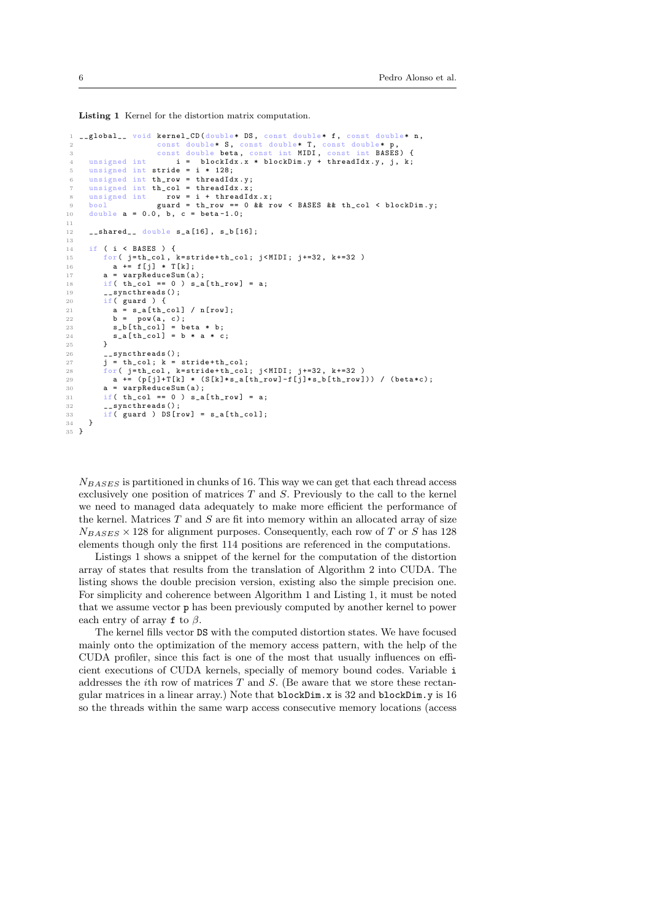**Listing 1** Kernel for the distortion matrix computation.

```
__global__ void kernel_CD(double* DS, const double* f, const double* n,
                const double* S, const double* T, const double* p,
                const double beta, const int MIDI, const int BASES) {
  unsigned int      i =  blockIdx.x * blockDim.y + threadIdx.y, j, k;
  unsigned int stride = i * 128;
  unsigned int th_row = threadIdx.y;
  unsigned int th_col = threadIdx.x;
  unsigned int    row = i + threadIdx.x;
  bool          guard = th_row == 0 && row < BASES && th_col < blockDim.y;
  double a = 0.0, b, c = beta-1.0;

  __shared__ double s_a[16], s_b[16];

  if ( i < BASES ) {
     for( j=th_col, k=stride+th_col; j<MIDI; j+=32, k+=32 )
       a += f[j] * T[k];
     a = warpReduceSum(a);
     if( th_col == 0 ) s_a[th_row] = a;
     __syncthreads();
     if( guard ) {
       a = s_a[th_col] / n[row];
       b =  pow(a, c);
       s_b[th_col] = beta * b;
       s_a[th_col] = b * a * c;
     }
     __syncthreads();
     j = th_col; k = stride+th_col;
     for( j=th_col, k=stride+th_col; j<MIDI; j+=32, k+=32 )
       a += (p[j]+T[k] * (S[k]*s_a[th_row]-f[j]*s_b[th_row])) / (beta*c);
     a = warpReduceSum(a);
     if( th_col == 0 ) s_a[th_row] = a;
     __syncthreads();
     if( guard ) DS[row] = s_a[th_col];
  }
}
```

$N_{BASES}$ is partitioned in chunks of 16. This way we can get that each thread access exclusively one position of matrices $T$ and $S$. Previously to the call to the kernel we need to managed data adequately to make more efficient the performance of the kernel. Matrices $T$ and $S$ are fit into memory within an allocated array of size $N_{BASES} \times 128$ for alignment purposes. Consequently, each row of $T$ or $S$ has 128 elements though only the first 114 positions are referenced in the computations.

Listings 1 shows a snippet of the kernel for the computation of the distortion array of states that results from the translation of Algorithm 2 into CUDA. The listing shows the double precision version, existing also the simple precision one. For simplicity and coherence between Algorithm 1 and Listing 1, it must be noted that we assume vector `p` has been previously computed by another kernel to power each entry of array `f` to $\beta$.

The kernel fills vector `DS` with the computed distortion states. We have focused mainly onto the optimization of the memory access pattern, with the help of the CUDA profiler, since this fact is one of the most that usually influences on efficient executions of CUDA kernels, specially of memory bound codes. Variable `i` addresses the $i$th row of matrices $T$ and $S$. (Be aware that we store these rectangular matrices in a linear array.) Note that `blockDim.x` is 32 and `blockDim.y` is 16 so the threads within the same warp access consecutive memory locations (access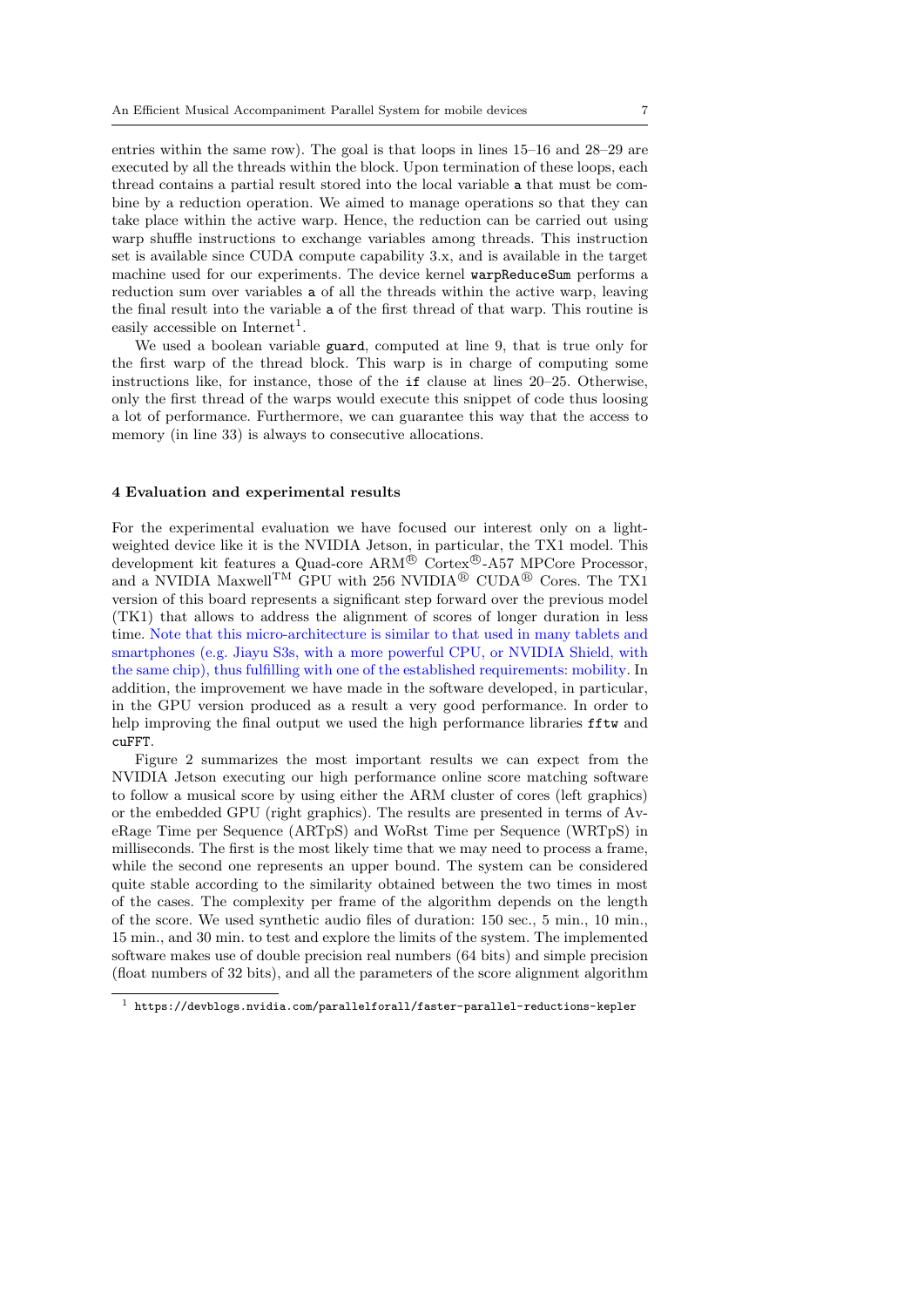entries within the same row). The goal is that loops in lines 15–16 and 28–29 are executed by all the threads within the block. Upon termination of these loops, each thread contains a partial result stored into the local variable `a` that must be combine by a reduction operation. We aimed to manage operations so that they can take place within the active warp. Hence, the reduction can be carried out using warp shuffle instructions to exchange variables among threads. This instruction set is available since CUDA compute capability 3.x, and is available in the target machine used for our experiments. The device kernel `warpReduceSum` performs a reduction sum over variables `a` of all the threads within the active warp, leaving the final result into the variable `a` of the first thread of that warp. This routine is easily accessible on Internet[1].

We used a boolean variable `guard`, computed at line 9, that is true only for the first warp of the thread block. This warp is in charge of computing some instructions like, for instance, those of the `if` clause at lines 20–25. Otherwise, only the first thread of the warps would execute this snippet of code thus loosing a lot of performance. Furthermore, we can guarantee this way that the access to memory (in line 33) is always to consecutive allocations.

## 4 Evaluation and experimental results

For the experimental evaluation we have focused our interest only on a light-weighted device like it is the NVIDIA Jetson, in particular, the TX1 model. This development kit features a Quad-core ARM® Cortex®-A57 MPCore Processor, and a NVIDIA Maxwell™ GPU with 256 NVIDIA® CUDA® Cores. The TX1 version of this board represents a significant step forward over the previous model (TK1) that allows to address the alignment of scores of longer duration in less time. Note that this micro-architecture is similar to that used in many tablets and smartphones (e.g. Jiayu S3s, with a more powerful CPU, or NVIDIA Shield, with the same chip), thus fulfilling with one of the established requirements: mobility. In addition, the improvement we have made in the software developed, in particular, in the GPU version produced as a result a very good performance. In order to help improving the final output we used the high performance libraries `fftw` and `cuFFT`.

Figure 2 summarizes the most important results we can expect from the NVIDIA Jetson executing our high performance online score matching software to follow a musical score by using either the ARM cluster of cores (left graphics) or the embedded GPU (right graphics). The results are presented in terms of AveRage Time per Sequence (ARTpS) and WoRst Time per Sequence (WRTpS) in milliseconds. The first is the most likely time that we may need to process a frame, while the second one represents an upper bound. The system can be considered quite stable according to the similarity obtained between the two times in most of the cases. The complexity per frame of the algorithm depends on the length of the score. We used synthetic audio files of duration: 150 sec., 5 min., 10 min., 15 min., and 30 min. to test and explore the limits of the system. The implemented software makes use of double precision real numbers (64 bits) and simple precision (float numbers of 32 bits), and all the parameters of the score alignment algorithm

[1] https://devblogs.nvidia.com/parallelforall/faster-parallel-reductions-kepler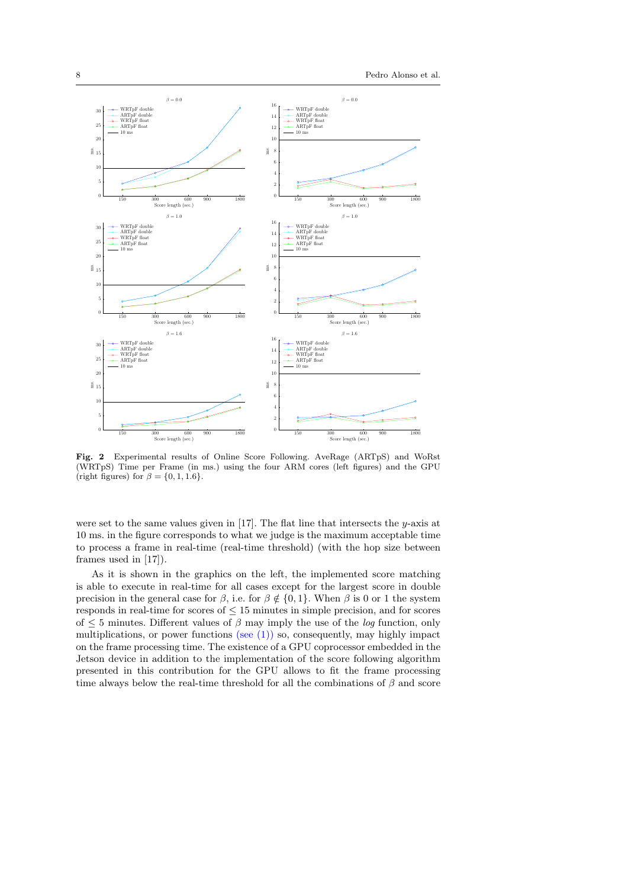**Fig. 2** Experimental results of Online Score Following. AveRage (ARTpS) and WoRst (WRTpS) Time per Frame (in ms.) using the four ARM cores (left figures) and the GPU (right figures) for $\beta = \{0, 1, 1.6\}$.

were set to the same values given in [17]. The flat line that intersects the $y$-axis at 10 ms. in the figure corresponds to what we judge is the maximum acceptable time to process a frame in real-time (real-time threshold) (with the hop size between frames used in [17]).

As it is shown in the graphics on the left, the implemented score matching is able to execute in real-time for all cases except for the largest score in double precision in the general case for $\beta$, i.e. for $\beta \notin \{0, 1\}$. When $\beta$ is 0 or 1 the system responds in real-time for scores of $\leq 15$ minutes in simple precision, and for scores of $\leq 5$ minutes. Different values of $\beta$ may imply the use of the *log* function, only multiplications, or power functions (see (1)) so, consequently, may highly impact on the frame processing time. The existence of a GPU coprocessor embedded in the Jetson device in addition to the implementation of the score following algorithm presented in this contribution for the GPU allows to fit the frame processing time always below the real-time threshold for all the combinations of $\beta$ and score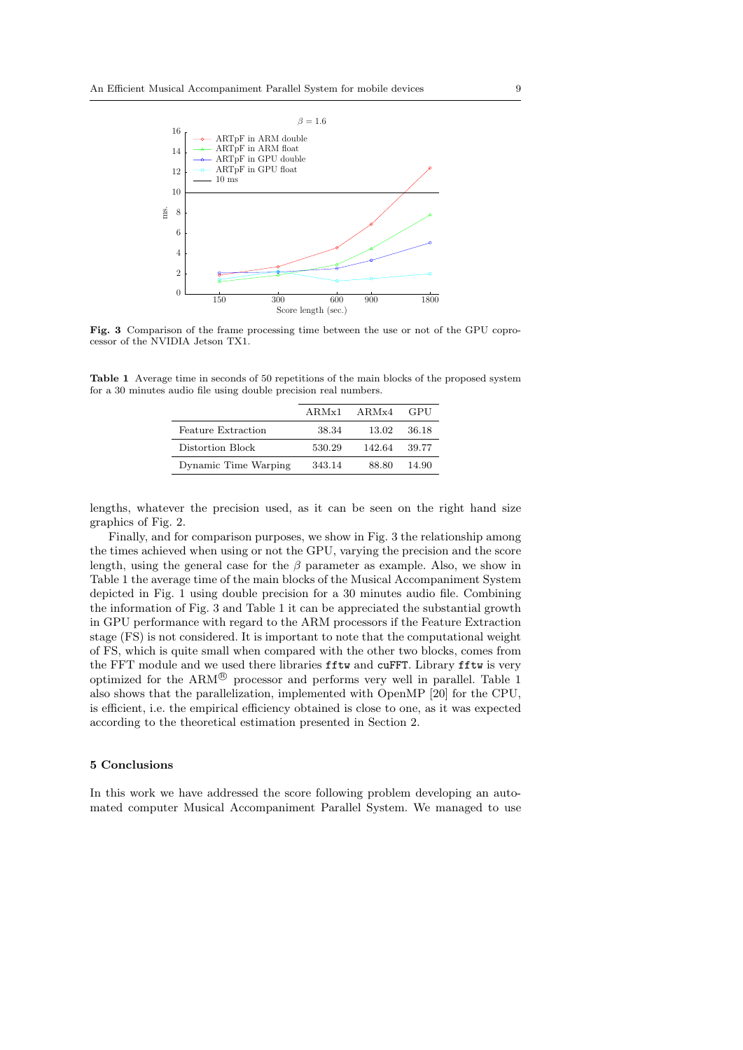**Fig. 3** Comparison of the frame processing time between the use or not of the GPU coprocessor of the NVIDIA Jetson TX1.

**Table 1** Average time in seconds of 50 repetitions of the main blocks of the proposed system for a 30 minutes audio file using double precision real numbers.

| | ARMx1 | ARMx4 | GPU |
|---|---|---|---|
| Feature Extraction | 38.34 | 13.02 | 36.18 |
| Distortion Block | 530.29 | 142.64 | 39.77 |
| Dynamic Time Warping | 343.14 | 88.80 | 14.90 |

lengths, whatever the precision used, as it can be seen on the right hand size graphics of Fig. 2.

Finally, and for comparison purposes, we show in Fig. 3 the relationship among the times achieved when using or not the GPU, varying the precision and the score length, using the general case for the $\beta$ parameter as example. Also, we show in Table 1 the average time of the main blocks of the Musical Accompaniment System depicted in Fig. 1 using double precision for a 30 minutes audio file. Combining the information of Fig. 3 and Table 1 it can be appreciated the substantial growth in GPU performance with regard to the ARM processors if the Feature Extraction stage (FS) is not considered. It is important to note that the computational weight of FS, which is quite small when compared with the other two blocks, comes from the FFT module and we used there libraries `fftw` and `cuFFT`. Library `fftw` is very optimized for the ARM® processor and performs very well in parallel. Table 1 also shows that the parallelization, implemented with OpenMP [20] for the CPU, is efficient, i.e. the empirical efficiency obtained is close to one, as it was expected according to the theoretical estimation presented in Section 2.

## 5 Conclusions

In this work we have addressed the score following problem developing an automated computer Musical Accompaniment Parallel System. We managed to use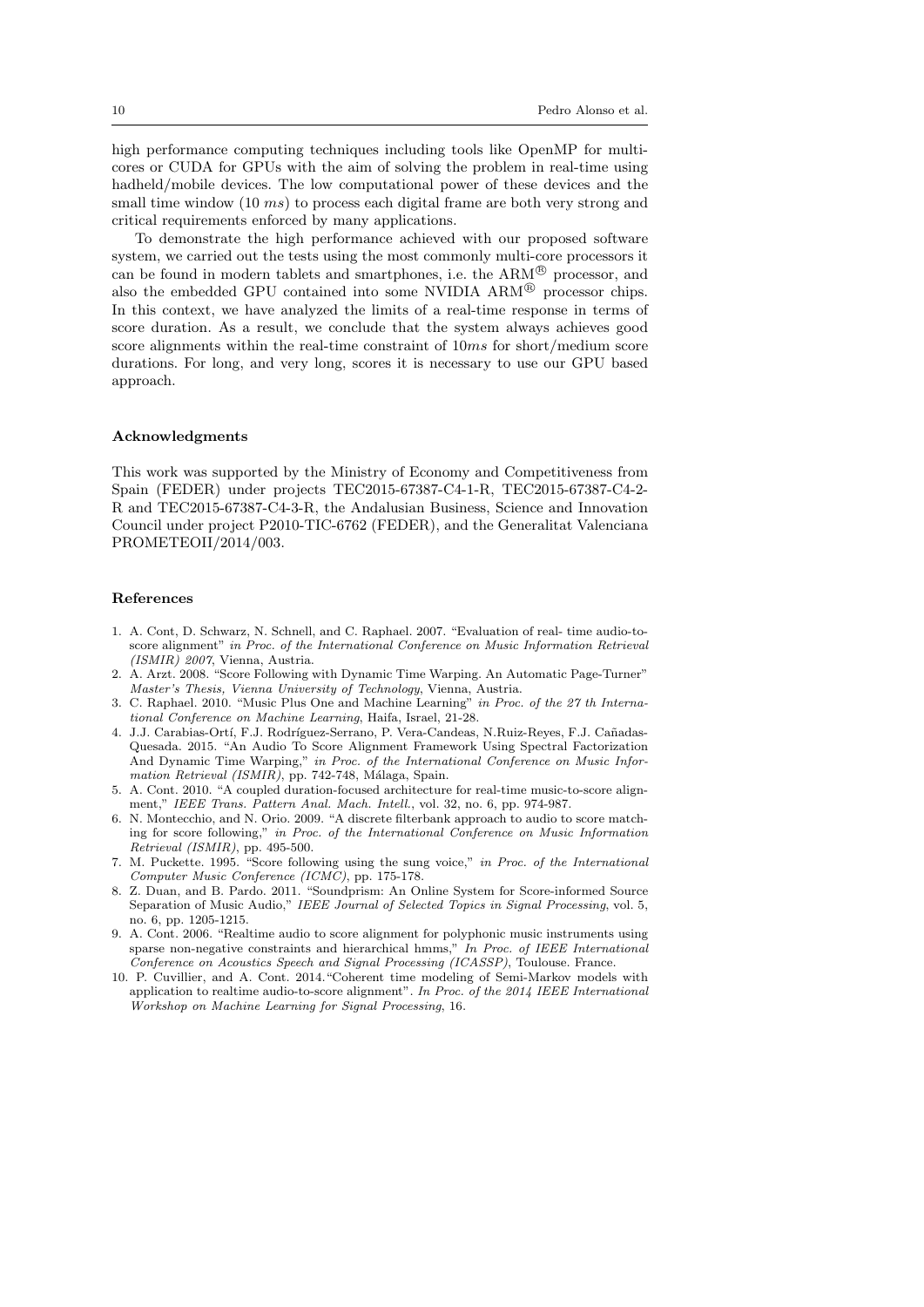high performance computing techniques including tools like OpenMP for multi-cores or CUDA for GPUs with the aim of solving the problem in real-time using hadheld/mobile devices. The low computational power of these devices and the small time window (10 *ms*) to process each digital frame are both very strong and critical requirements enforced by many applications.

To demonstrate the high performance achieved with our proposed software system, we carried out the tests using the most commonly multi-core processors it can be found in modern tablets and smartphones, i.e. the ARM® processor, and also the embedded GPU contained into some NVIDIA ARM® processor chips. In this context, we have analyzed the limits of a real-time response in terms of score duration. As a result, we conclude that the system always achieves good score alignments within the real-time constraint of 10*ms* for short/medium score durations. For long, and very long, scores it is necessary to use our GPU based approach.

**Acknowledgments**

This work was supported by the Ministry of Economy and Competitiveness from Spain (FEDER) under projects TEC2015-67387-C4-1-R, TEC2015-67387-C4-2-R and TEC2015-67387-C4-3-R, the Andalusian Business, Science and Innovation Council under project P2010-TIC-6762 (FEDER), and the Generalitat Valenciana PROMETEOII/2014/003.

**References**

1. A. Cont, D. Schwarz, N. Schnell, and C. Raphael. 2007. "Evaluation of real- time audio-to-score alignment" *in Proc. of the International Conference on Music Information Retrieval (ISMIR) 2007*, Vienna, Austria.
2. A. Arzt. 2008. "Score Following with Dynamic Time Warping. An Automatic Page-Turner" *Master's Thesis, Vienna University of Technology*, Vienna, Austria.
3. C. Raphael. 2010. "Music Plus One and Machine Learning" *in Proc. of the 27 th International Conference on Machine Learning*, Haifa, Israel, 21-28.
4. J.J. Carabias-Ortí, F.J. Rodríguez-Serrano, P. Vera-Candeas, N.Ruiz-Reyes, F.J. Cañadas-Quesada. 2015. "An Audio To Score Alignment Framework Using Spectral Factorization And Dynamic Time Warping," *in Proc. of the International Conference on Music Information Retrieval (ISMIR)*, pp. 742-748, Málaga, Spain.
5. A. Cont. 2010. "A coupled duration-focused architecture for real-time music-to-score alignment," *IEEE Trans. Pattern Anal. Mach. Intell.*, vol. 32, no. 6, pp. 974-987.
6. N. Montecchio, and N. Orio. 2009. "A discrete filterbank approach to audio to score matching for score following," *in Proc. of the International Conference on Music Information Retrieval (ISMIR)*, pp. 495-500.
7. M. Puckette. 1995. "Score following using the sung voice," *in Proc. of the International Computer Music Conference (ICMC)*, pp. 175-178.
8. Z. Duan, and B. Pardo. 2011. "Soundprism: An Online System for Score-informed Source Separation of Music Audio," *IEEE Journal of Selected Topics in Signal Processing*, vol. 5, no. 6, pp. 1205-1215.
9. A. Cont. 2006. "Realtime audio to score alignment for polyphonic music instruments using sparse non-negative constraints and hierarchical hmms," *In Proc. of IEEE International Conference on Acoustics Speech and Signal Processing (ICASSP)*, Toulouse. France.
10. P. Cuvillier, and A. Cont. 2014."Coherent time modeling of Semi-Markov models with application to realtime audio-to-score alignment". *In Proc. of the 2014 IEEE International Workshop on Machine Learning for Signal Processing*, 16.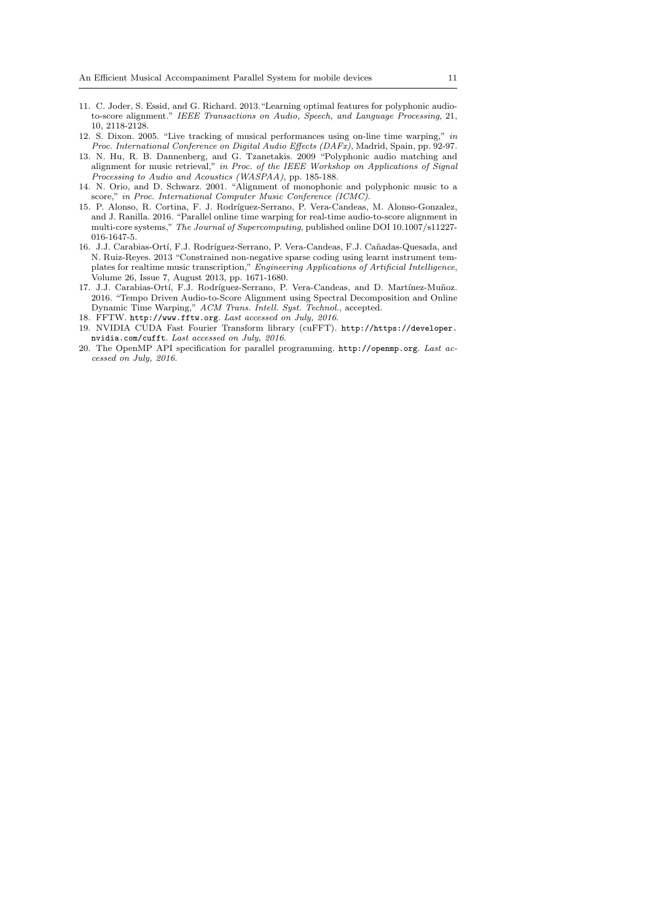11. C. Joder, S. Essid, and G. Richard. 2013."Learning optimal features for polyphonic audio-to-score alignment." *IEEE Transactions on Audio, Speech, and Language Processing*, 21, 10, 2118-2128.
12. S. Dixon. 2005. "Live tracking of musical performances using on-line time warping," *in Proc. International Conference on Digital Audio Effects (DAFx)*, Madrid, Spain, pp. 92-97.
13. N. Hu, R. B. Dannenberg, and G. Tzanetakis. 2009 "Polyphonic audio matching and alignment for music retrieval," *in Proc. of the IEEE Workshop on Applications of Signal Processing to Audio and Acoustics (WASPAA)*, pp. 185-188.
14. N. Orio, and D. Schwarz. 2001. "Alignment of monophonic and polyphonic music to a score," *in Proc. International Computer Music Conference (ICMC)*.
15. P. Alonso, R. Cortina, F. J. Rodríguez-Serrano, P. Vera-Candeas, M. Alonso-Gonzalez, and J. Ranilla. 2016. "Parallel online time warping for real-time audio-to-score alignment in multi-core systems," *The Journal of Supercomputing*, published online DOI 10.1007/s11227-016-1647-5.
16. J.J. Carabias-Ortí, F.J. Rodríguez-Serrano, P. Vera-Candeas, F.J. Cañadas-Quesada, and N. Ruiz-Reyes. 2013 "Constrained non-negative sparse coding using learnt instrument templates for realtime music transcription," *Engineering Applications of Artificial Intelligence*, Volume 26, Issue 7, August 2013, pp. 1671-1680.
17. J.J. Carabias-Ortí, F.J. Rodríguez-Serrano, P. Vera-Candeas, and D. Martínez-Muñoz. 2016. "Tempo Driven Audio-to-Score Alignment using Spectral Decomposition and Online Dynamic Time Warping," *ACM Trans. Intell. Syst. Technol.*, accepted.
18. FFTW. `http://www.fftw.org`. *Last accessed on July, 2016.*
19. NVIDIA CUDA Fast Fourier Transform library (cuFFT). `http://https://developer.nvidia.com/cufft`. *Last accessed on July, 2016.*
20. The OpenMP API specification for parallel programming. `http://openmp.org`. *Last accessed on July, 2016.*